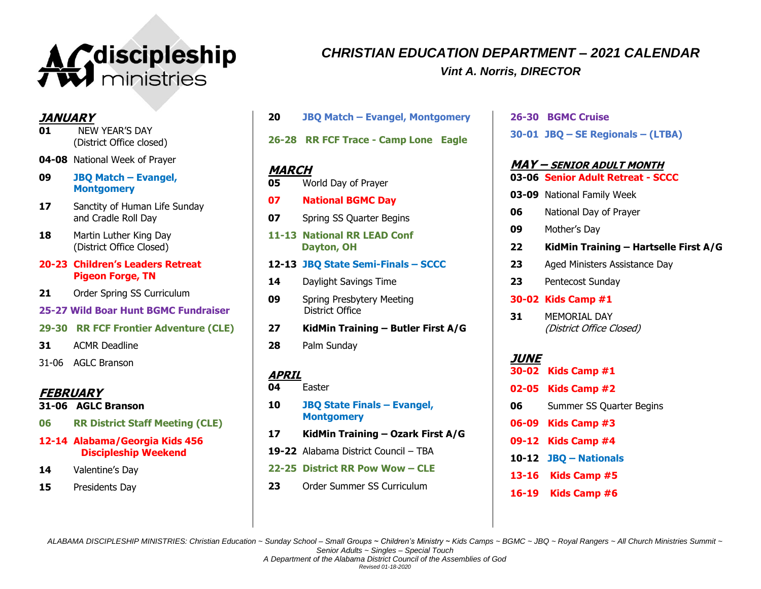**AG discipleship ministries**

# *CHRISTIAN EDUCATION DEPARTMENT – 2021 CALENDAR*

***Vint A. Norris, DIRECTOR***

## ***JANUARY***

**01** NEW YEAR'S DAY (District Office closed)

**04-08** National Week of Prayer

**09** **JBQ Match – Evangel, Montgomery**

**17** Sanctity of Human Life Sunday and Cradle Roll Day

**18** Martin Luther King Day (District Office Closed)

**20-23** **Children's Leaders Retreat Pigeon Forge, TN**

**21** Order Spring SS Curriculum

**25-27 Wild Boar Hunt BGMC Fundraiser**

**29-30 RR FCF Frontier Adventure (CLE)**

**31** ACMR Deadline

31-06 AGLC Branson

## ***FEBRUARY***

**31-06 AGLC Branson**

**06** **RR District Staff Meeting (CLE)**

**12-14** **Alabama/Georgia Kids 456 Discipleship Weekend**

**14** Valentine's Day

**15** Presidents Day

**20** **JBQ Match – Evangel, Montgomery**

**26-28 RR FCF Trace - Camp Lone Eagle**

## ***MARCH***

**05** World Day of Prayer

**07** **National BGMC Day**

**07** Spring SS Quarter Begins

**11-13 National RR LEAD Conf Dayton, OH**

**12-13 JBQ State Semi-Finals – SCCC**

**14** Daylight Savings Time

**09** Spring Presbytery Meeting District Office

**27** **KidMin Training – Butler First A/G**

**28** Palm Sunday

## ***APRIL***

**04** Easter

**10** **JBQ State Finals – Evangel, Montgomery**

**17** **KidMin Training – Ozark First A/G**

**19-22** Alabama District Council – TBA

**22-25 District RR Pow Wow – CLE**

**23** Order Summer SS Curriculum

**26-30 BGMC Cruise**

**30-01 JBQ – SE Regionals – (LTBA)**

## ***MAY – SENIOR ADULT MONTH***

**03-06** **Senior Adult Retreat - SCCC**

**03-09** National Family Week

**06** National Day of Prayer

**09** Mother's Day

**22** **KidMin Training – Hartselle First A/G**

**23** Aged Ministers Assistance Day

**23** Pentecost Sunday

**30-02** **Kids Camp #1**

**31** MEMORIAL DAY *(District Office Closed)*

## ***JUNE***

**30-02** **Kids Camp #1**

**02-05** **Kids Camp #2**

**06** Summer SS Quarter Begins

**06-09** **Kids Camp #3**

**09-12** **Kids Camp #4**

**10-12** **JBQ – Nationals**

**13-16** **Kids Camp #5**

**16-19** **Kids Camp #6**

*ALABAMA DISCIPLESHIP MINISTRIES: Christian Education ~ Sunday School – Small Groups ~ Children's Ministry ~ Kids Camps ~ BGMC ~ JBQ ~ Royal Rangers ~ All Church Ministries Summit ~ Senior Adults ~ Singles – Special Touch*

*A Department of the Alabama District Council of the Assemblies of God*

*Revised 01-18-2020*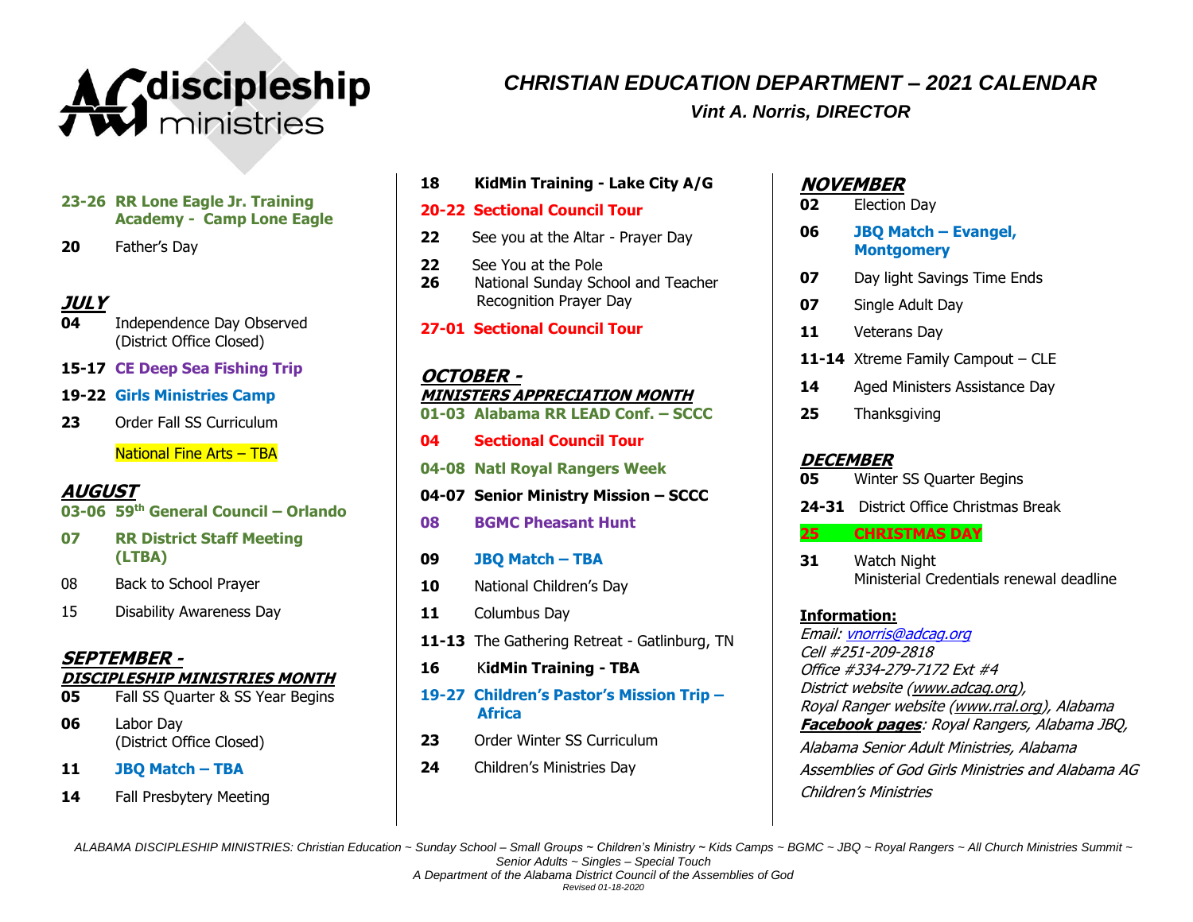# CHRISTIAN EDUCATION DEPARTMENT – 2021 CALENDAR

*Vint A. Norris, DIRECTOR*

**23-26 RR Lone Eagle Jr. Training Academy - Camp Lone Eagle**

**20** Father's Day

## *JULY*

**04** Independence Day Observed (District Office Closed)

**15-17 CE Deep Sea Fishing Trip**

**19-22 Girls Ministries Camp**

**23** Order Fall SS Curriculum

National Fine Arts – TBA

## *AUGUST*

**03-06 59th General Council – Orlando**

**07 RR District Staff Meeting (LTBA)**

08 Back to School Prayer

15 Disability Awareness Day

## *SEPTEMBER - DISCIPLESHIP MINISTRIES MONTH*

**05** Fall SS Quarter & SS Year Begins

**06** Labor Day (District Office Closed)

**11 JBQ Match – TBA**

**14** Fall Presbytery Meeting

**18 KidMin Training - Lake City A/G**

**20-22 Sectional Council Tour**

**22** See you at the Altar - Prayer Day

**22** See You at the Pole

**26** National Sunday School and Teacher Recognition Prayer Day

**27-01 Sectional Council Tour**

## *OCTOBER - MINISTERS APPRECIATION MONTH*

**01-03 Alabama RR LEAD Conf. – SCCC**

**04 Sectional Council Tour**

**04-08 Natl Royal Rangers Week**

**04-07 Senior Ministry Mission – SCCC**

**08 BGMC Pheasant Hunt**

**09 JBQ Match – TBA**

**10** National Children's Day

**11** Columbus Day

**11-13** The Gathering Retreat - Gatlinburg, TN

**16 KidMin Training - TBA**

**19-27 Children's Pastor's Mission Trip – Africa**

**23** Order Winter SS Curriculum

**24** Children's Ministries Day

## *NOVEMBER*

**02** Election Day

**06 JBQ Match – Evangel, Montgomery**

**07** Day light Savings Time Ends

**07** Single Adult Day

**11** Veterans Day

**11-14** Xtreme Family Campout – CLE

**14** Aged Ministers Assistance Day

**25** Thanksgiving

## *DECEMBER*

**05** Winter SS Quarter Begins

**24-31** District Office Christmas Break

**25 CHRISTMAS DAY**

**31** Watch Night
Ministerial Credentials renewal deadline

**Information:**

*Email: vnorris@adcag.org*
*Cell #251-209-2818*
*Office #334-279-7172 Ext #4*
*District website (www.adcag.org),*
*Royal Ranger website (www.rral.org), Alabama*
***Facebook pages**: Royal Rangers, Alabama JBQ, Alabama Senior Adult Ministries, Alabama Assemblies of God Girls Ministries and Alabama AG Children's Ministries*

*ALABAMA DISCIPLESHIP MINISTRIES: Christian Education ~ Sunday School – Small Groups ~ Children's Ministry ~ Kids Camps ~ BGMC ~ JBQ ~ Royal Rangers ~ All Church Ministries Summit ~ Senior Adults ~ Singles – Special Touch*
*A Department of the Alabama District Council of the Assemblies of God*
*Revised 01-18-2020*